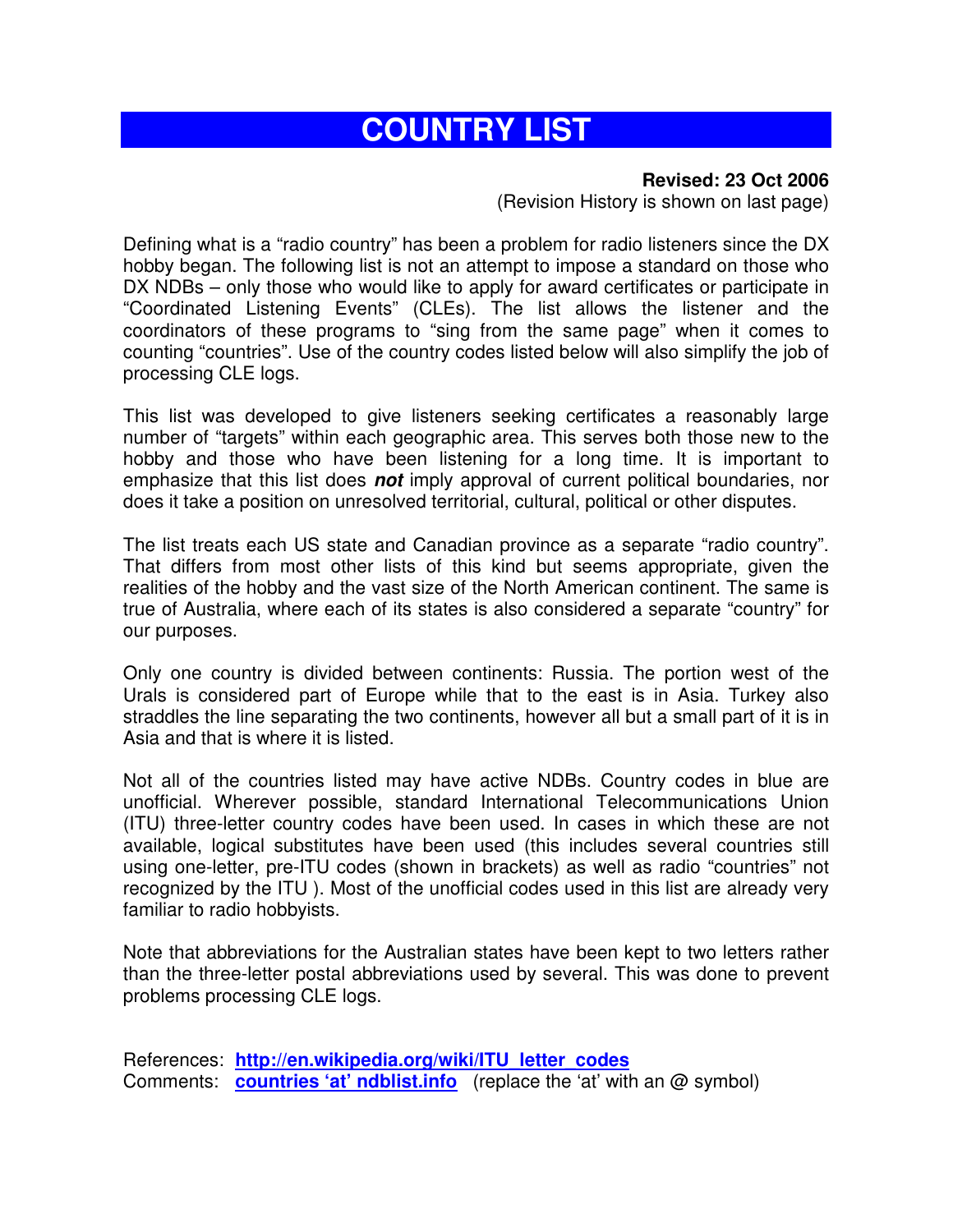# COUNTRY LIST

**Revised: 23 Oct 2006**
(Revision History is shown on last page)

Defining what is a "radio country" has been a problem for radio listeners since the DX hobby began. The following list is not an attempt to impose a standard on those who DX NDBs – only those who would like to apply for award certificates or participate in "Coordinated Listening Events" (CLEs). The list allows the listener and the coordinators of these programs to "sing from the same page" when it comes to counting "countries". Use of the country codes listed below will also simplify the job of processing CLE logs.

This list was developed to give listeners seeking certificates a reasonably large number of "targets" within each geographic area. This serves both those new to the hobby and those who have been listening for a long time. It is important to emphasize that this list does ***not*** imply approval of current political boundaries, nor does it take a position on unresolved territorial, cultural, political or other disputes.

The list treats each US state and Canadian province as a separate "radio country". That differs from most other lists of this kind but seems appropriate, given the realities of the hobby and the vast size of the North American continent. The same is true of Australia, where each of its states is also considered a separate "country" for our purposes.

Only one country is divided between continents: Russia. The portion west of the Urals is considered part of Europe while that to the east is in Asia. Turkey also straddles the line separating the two continents, however all but a small part of it is in Asia and that is where it is listed.

Not all of the countries listed may have active NDBs. Country codes in blue are unofficial. Wherever possible, standard International Telecommunications Union (ITU) three-letter country codes have been used. In cases in which these are not available, logical substitutes have been used (this includes several countries still using one-letter, pre-ITU codes (shown in brackets) as well as radio "countries" not recognized by the ITU ). Most of the unofficial codes used in this list are already very familiar to radio hobbyists.

Note that abbreviations for the Australian states have been kept to two letters rather than the three-letter postal abbreviations used by several. This was done to prevent problems processing CLE logs.

References: **http://en.wikipedia.org/wiki/ITU_letter_codes**
Comments: **countries 'at' ndblist.info** (replace the 'at' with an @ symbol)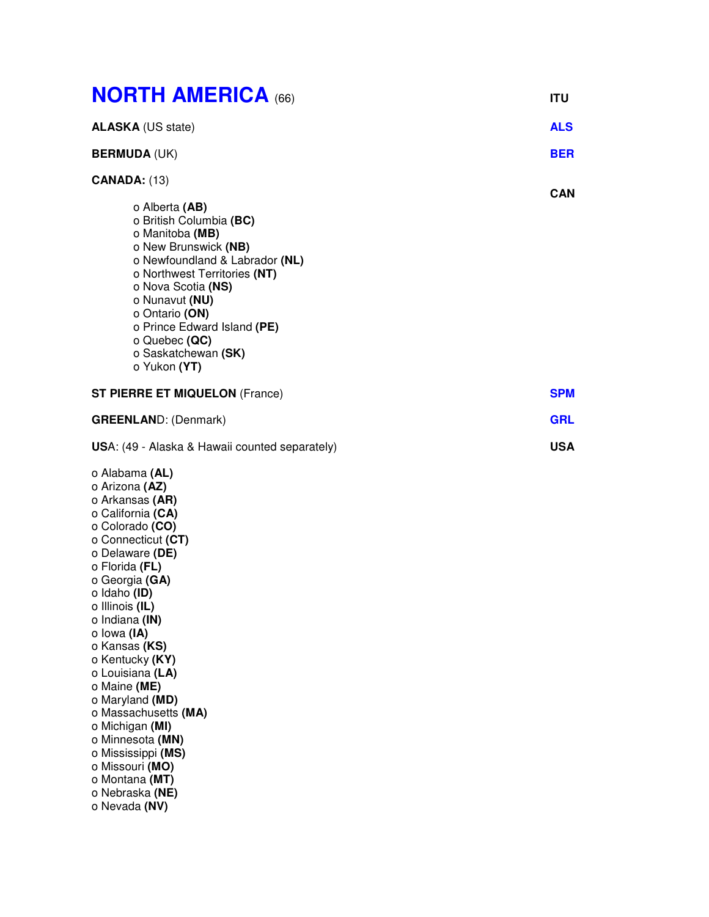# NORTH AMERICA (66)

| | ITU |
|---|---|
| **ALASKA** (US state) | **ALS** |
| **BERMUDA** (UK) | **BER** |
| **CANADA:** (13) | **CAN** |
| **ST PIERRE ET MIQUELON** (France) | **SPM** |
| **GREENLAN**D: (Denmark) | **GRL** |
| **US**A: (49 - Alaska & Hawaii counted separately) | **USA** |

**CANADA:** (13)

- o Alberta **(AB)**
- o British Columbia **(BC)**
- o Manitoba **(MB)**
- o New Brunswick **(NB)**
- o Newfoundland & Labrador **(NL)**
- o Northwest Territories **(NT)**
- o Nova Scotia **(NS)**
- o Nunavut **(NU)**
- o Ontario **(ON)**
- o Prince Edward Island **(PE)**
- o Quebec **(QC)**
- o Saskatchewan **(SK)**
- o Yukon **(YT)**

**US**A: (49 - Alaska & Hawaii counted separately)

- o Alabama **(AL)**
- o Arizona **(AZ)**
- o Arkansas **(AR)**
- o California **(CA)**
- o Colorado **(CO)**
- o Connecticut **(CT)**
- o Delaware **(DE)**
- o Florida **(FL)**
- o Georgia **(GA)**
- o Idaho **(ID)**
- o Illinois **(IL)**
- o Indiana **(IN)**
- o Iowa **(IA)**
- o Kansas **(KS)**
- o Kentucky **(KY)**
- o Louisiana **(LA)**
- o Maine **(ME)**
- o Maryland **(MD)**
- o Massachusetts **(MA)**
- o Michigan **(MI)**
- o Minnesota **(MN)**
- o Mississippi **(MS)**
- o Missouri **(MO)**
- o Montana **(MT)**
- o Nebraska **(NE)**
- o Nevada **(NV)**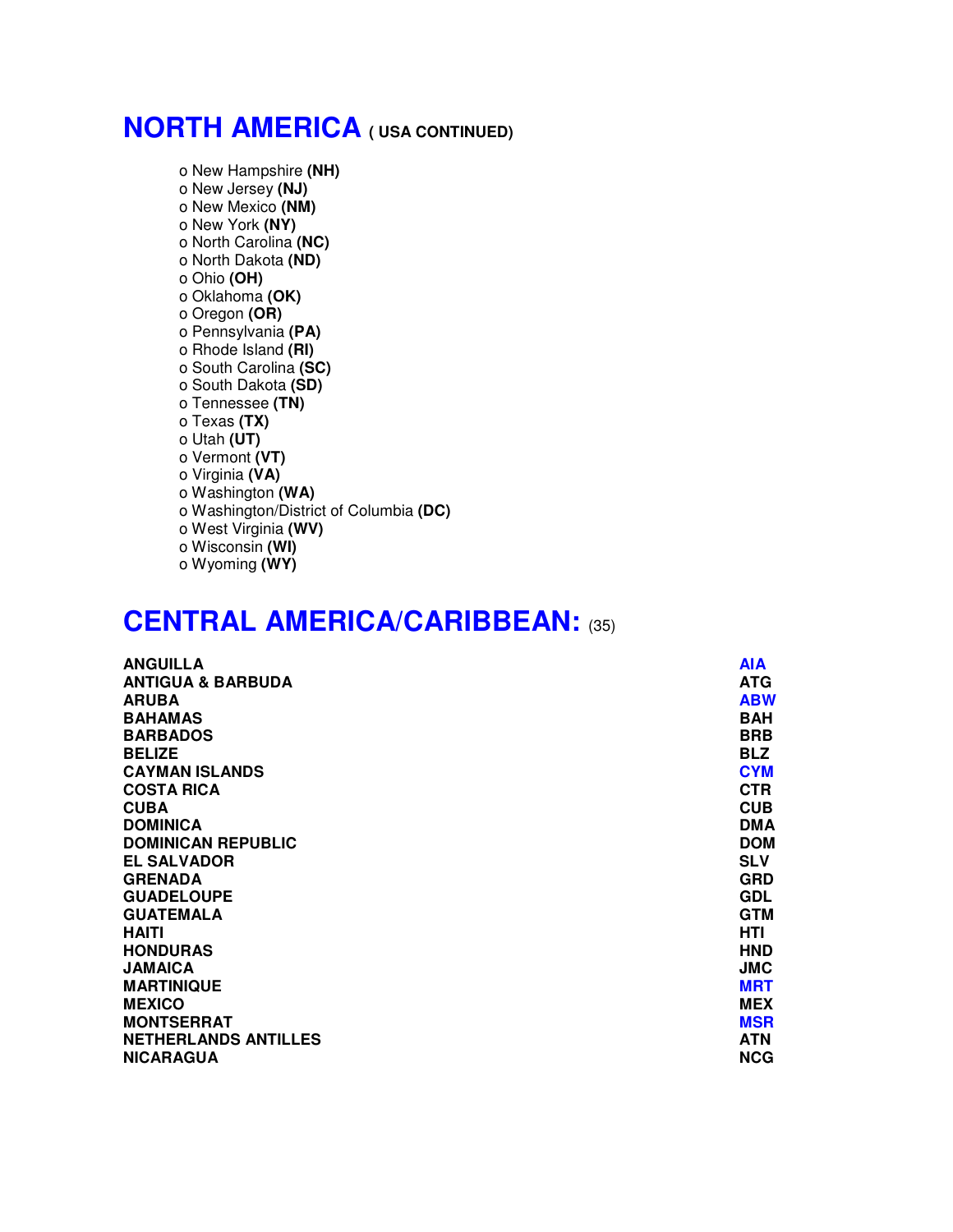# NORTH AMERICA ( USA CONTINUED)

- New Hampshire **(NH)**
- New Jersey **(NJ)**
- New Mexico **(NM)**
- New York **(NY)**
- North Carolina **(NC)**
- North Dakota **(ND)**
- Ohio **(OH)**
- Oklahoma **(OK)**
- Oregon **(OR)**
- Pennsylvania **(PA)**
- Rhode Island **(RI)**
- South Carolina **(SC)**
- South Dakota **(SD)**
- Tennessee **(TN)**
- Texas **(TX)**
- Utah **(UT)**
- Vermont **(VT)**
- Virginia **(VA)**
- Washington **(WA)**
- Washington/District of Columbia **(DC)**
- West Virginia **(WV)**
- Wisconsin **(WI)**
- Wyoming **(WY)**

# CENTRAL AMERICA/CARIBBEAN: (35)

| | |
|---|---|
| **ANGUILLA** | **AIA** |
| **ANTIGUA & BARBUDA** | **ATG** |
| **ARUBA** | **ABW** |
| **BAHAMAS** | **BAH** |
| **BARBADOS** | **BRB** |
| **BELIZE** | **BLZ** |
| **CAYMAN ISLANDS** | **CYM** |
| **COSTA RICA** | **CTR** |
| **CUBA** | **CUB** |
| **DOMINICA** | **DMA** |
| **DOMINICAN REPUBLIC** | **DOM** |
| **EL SALVADOR** | **SLV** |
| **GRENADA** | **GRD** |
| **GUADELOUPE** | **GDL** |
| **GUATEMALA** | **GTM** |
| **HAITI** | **HTI** |
| **HONDURAS** | **HND** |
| **JAMAICA** | **JMC** |
| **MARTINIQUE** | **MRT** |
| **MEXICO** | **MEX** |
| **MONTSERRAT** | **MSR** |
| **NETHERLANDS ANTILLES** | **ATN** |
| **NICARAGUA** | **NCG** |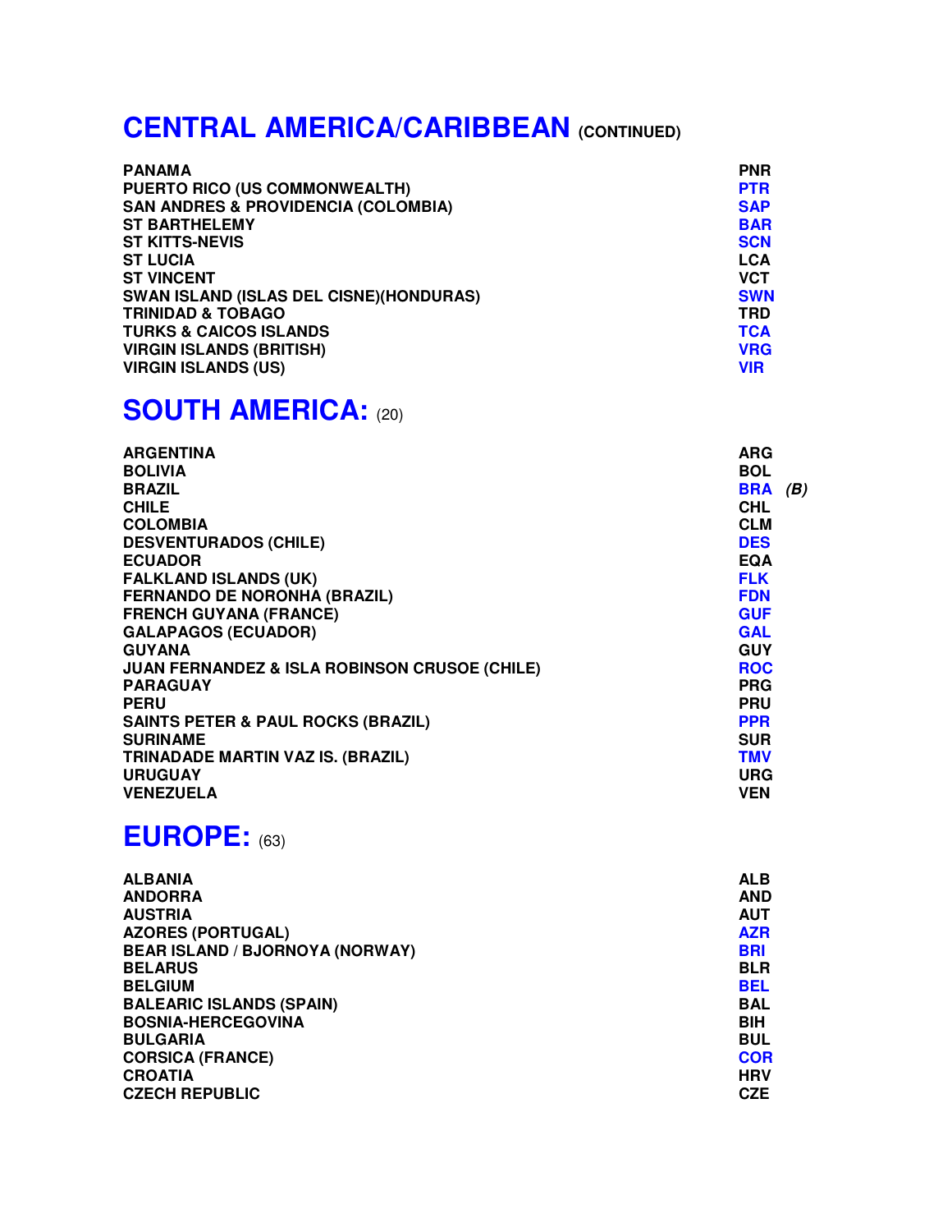## CENTRAL AMERICA/CARIBBEAN (CONTINUED)

| | |
|---|---|
| PANAMA | PNR |
| PUERTO RICO (US COMMONWEALTH) | PTR |
| SAN ANDRES & PROVIDENCIA (COLOMBIA) | SAP |
| ST BARTHELEMY | BAR |
| ST KITTS-NEVIS | SCN |
| ST LUCIA | LCA |
| ST VINCENT | VCT |
| SWAN ISLAND (ISLAS DEL CISNE)(HONDURAS) | SWN |
| TRINIDAD & TOBAGO | TRD |
| TURKS & CAICOS ISLANDS | TCA |
| VIRGIN ISLANDS (BRITISH) | VRG |
| VIRGIN ISLANDS (US) | VIR |

## SOUTH AMERICA: (20)

| | |
|---|---|
| ARGENTINA | ARG |
| BOLIVIA | BOL |
| BRAZIL | BRA *(B)* |
| CHILE | CHL |
| COLOMBIA | CLM |
| DESVENTURADOS (CHILE) | DES |
| ECUADOR | EQA |
| FALKLAND ISLANDS (UK) | FLK |
| FERNANDO DE NORONHA (BRAZIL) | FDN |
| FRENCH GUYANA (FRANCE) | GUF |
| GALAPAGOS (ECUADOR) | GAL |
| GUYANA | GUY |
| JUAN FERNANDEZ & ISLA ROBINSON CRUSOE (CHILE) | ROC |
| PARAGUAY | PRG |
| PERU | PRU |
| SAINTS PETER & PAUL ROCKS (BRAZIL) | PPR |
| SURINAME | SUR |
| TRINADADE MARTIN VAZ IS. (BRAZIL) | TMV |
| URUGUAY | URG |
| VENEZUELA | VEN |

## EUROPE: (63)

| | |
|---|---|
| ALBANIA | ALB |
| ANDORRA | AND |
| AUSTRIA | AUT |
| AZORES (PORTUGAL) | AZR |
| BEAR ISLAND / BJORNOYA (NORWAY) | BRI |
| BELARUS | BLR |
| BELGIUM | BEL |
| BALEARIC ISLANDS (SPAIN) | BAL |
| BOSNIA-HERCEGOVINA | BIH |
| BULGARIA | BUL |
| CORSICA (FRANCE) | COR |
| CROATIA | HRV |
| CZECH REPUBLIC | CZE |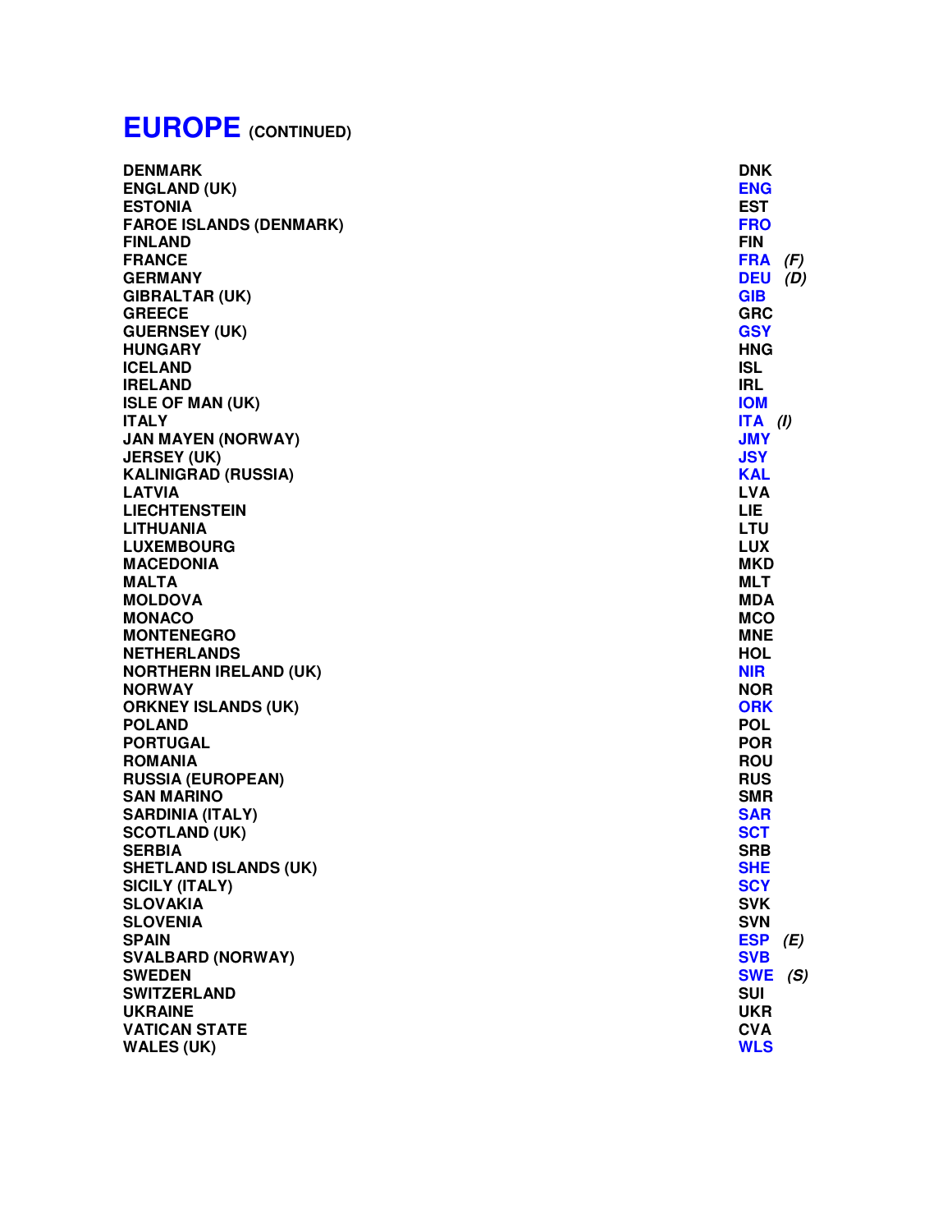# EUROPE (CONTINUED)

| | |
|---|---|
| DENMARK | DNK |
| ENGLAND (UK) | ENG |
| ESTONIA | EST |
| FAROE ISLANDS (DENMARK) | FRO |
| FINLAND | FIN |
| FRANCE | FRA *(F)* |
| GERMANY | DEU *(D)* |
| GIBRALTAR (UK) | GIB |
| GREECE | GRC |
| GUERNSEY (UK) | GSY |
| HUNGARY | HNG |
| ICELAND | ISL |
| IRELAND | IRL |
| ISLE OF MAN (UK) | IOM |
| ITALY | ITA *(I)* |
| JAN MAYEN (NORWAY) | JMY |
| JERSEY (UK) | JSY |
| KALINIGRAD (RUSSIA) | KAL |
| LATVIA | LVA |
| LIECHTENSTEIN | LIE |
| LITHUANIA | LTU |
| LUXEMBOURG | LUX |
| MACEDONIA | MKD |
| MALTA | MLT |
| MOLDOVA | MDA |
| MONACO | MCO |
| MONTENEGRO | MNE |
| NETHERLANDS | HOL |
| NORTHERN IRELAND (UK) | NIR |
| NORWAY | NOR |
| ORKNEY ISLANDS (UK) | ORK |
| POLAND | POL |
| PORTUGAL | POR |
| ROMANIA | ROU |
| RUSSIA (EUROPEAN) | RUS |
| SAN MARINO | SMR |
| SARDINIA (ITALY) | SAR |
| SCOTLAND (UK) | SCT |
| SERBIA | SRB |
| SHETLAND ISLANDS (UK) | SHE |
| SICILY (ITALY) | SCY |
| SLOVAKIA | SVK |
| SLOVENIA | SVN |
| SPAIN | ESP *(E)* |
| SVALBARD (NORWAY) | SVB |
| SWEDEN | SWE *(S)* |
| SWITZERLAND | SUI |
| UKRAINE | UKR |
| VATICAN STATE | CVA |
| WALES (UK) | WLS |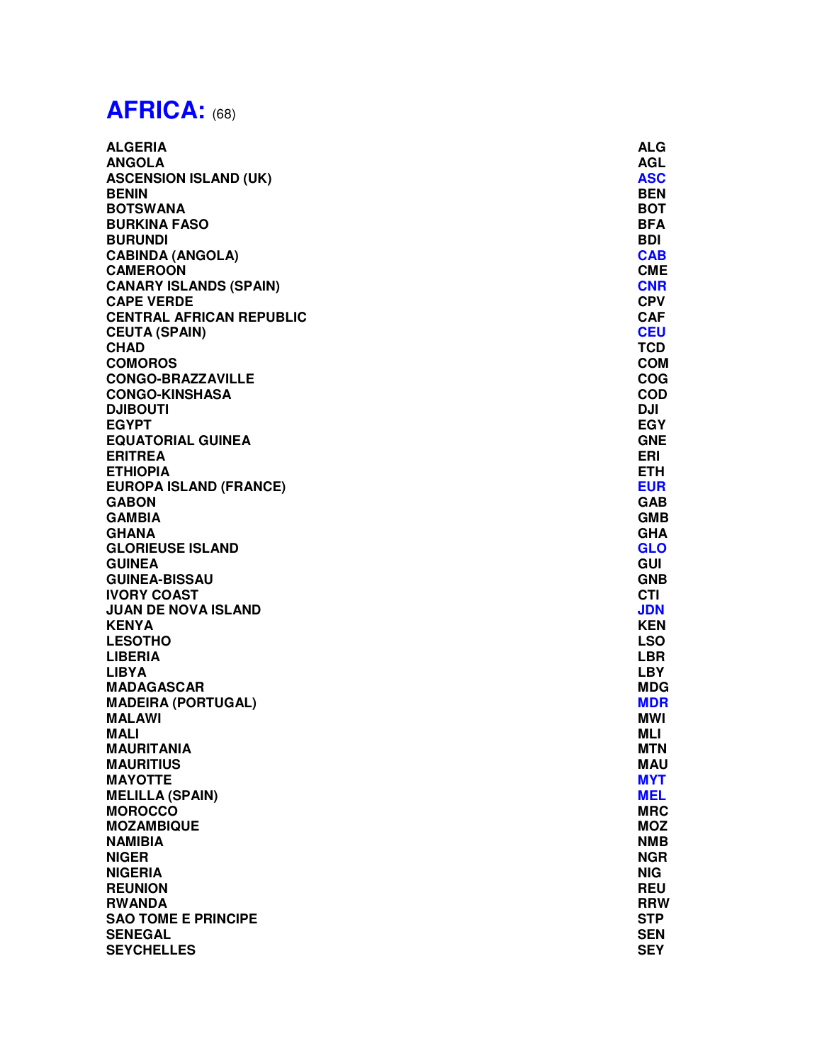# AFRICA: (68)

| | |
|---|---|
| ALGERIA | ALG |
| ANGOLA | AGL |
| ASCENSION ISLAND (UK) | ASC |
| BENIN | BEN |
| BOTSWANA | BOT |
| BURKINA FASO | BFA |
| BURUNDI | BDI |
| CABINDA (ANGOLA) | CAB |
| CAMEROON | CME |
| CANARY ISLANDS (SPAIN) | CNR |
| CAPE VERDE | CPV |
| CENTRAL AFRICAN REPUBLIC | CAF |
| CEUTA (SPAIN) | CEU |
| CHAD | TCD |
| COMOROS | COM |
| CONGO-BRAZZAVILLE | COG |
| CONGO-KINSHASA | COD |
| DJIBOUTI | DJI |
| EGYPT | EGY |
| EQUATORIAL GUINEA | GNE |
| ERITREA | ERI |
| ETHIOPIA | ETH |
| EUROPA ISLAND (FRANCE) | EUR |
| GABON | GAB |
| GAMBIA | GMB |
| GHANA | GHA |
| GLORIEUSE ISLAND | GLO |
| GUINEA | GUI |
| GUINEA-BISSAU | GNB |
| IVORY COAST | CTI |
| JUAN DE NOVA ISLAND | JDN |
| KENYA | KEN |
| LESOTHO | LSO |
| LIBERIA | LBR |
| LIBYA | LBY |
| MADAGASCAR | MDG |
| MADEIRA (PORTUGAL) | MDR |
| MALAWI | MWI |
| MALI | MLI |
| MAURITANIA | MTN |
| MAURITIUS | MAU |
| MAYOTTE | MYT |
| MELILLA (SPAIN) | MEL |
| MOROCCO | MRC |
| MOZAMBIQUE | MOZ |
| NAMIBIA | NMB |
| NIGER | NGR |
| NIGERIA | NIG |
| REUNION | REU |
| RWANDA | RRW |
| SAO TOME E PRINCIPE | STP |
| SENEGAL | SEN |
| SEYCHELLES | SEY |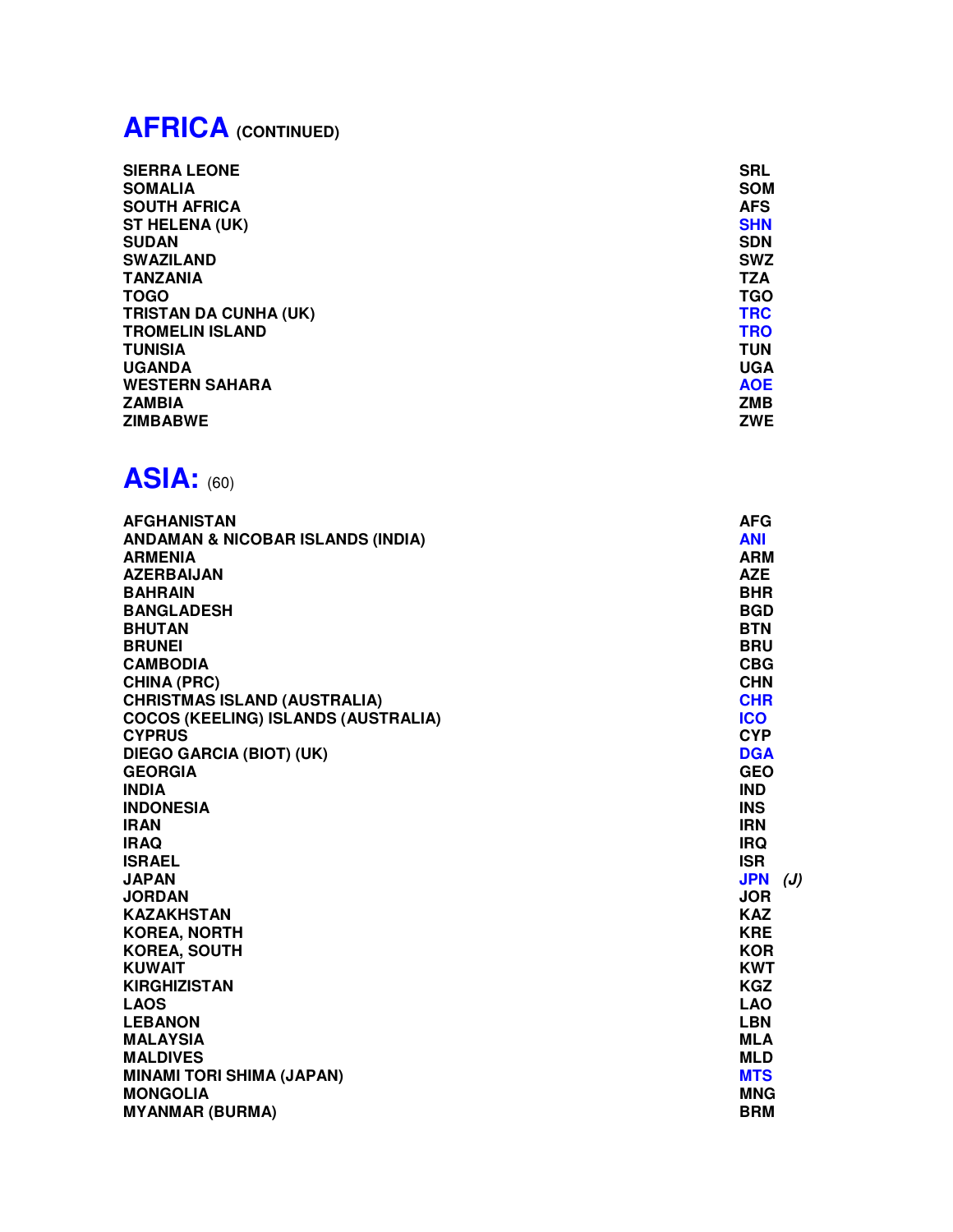# AFRICA (CONTINUED)

| | |
|---|---|
| SIERRA LEONE | SRL |
| SOMALIA | SOM |
| SOUTH AFRICA | AFS |
| ST HELENA (UK) | SHN |
| SUDAN | SDN |
| SWAZILAND | SWZ |
| TANZANIA | TZA |
| TOGO | TGO |
| TRISTAN DA CUNHA (UK) | TRC |
| TROMELIN ISLAND | TRO |
| TUNISIA | TUN |
| UGANDA | UGA |
| WESTERN SAHARA | AOE |
| ZAMBIA | ZMB |
| ZIMBABWE | ZWE |

# ASIA: (60)

| | |
|---|---|
| AFGHANISTAN | AFG |
| ANDAMAN & NICOBAR ISLANDS (INDIA) | ANI |
| ARMENIA | ARM |
| AZERBAIJAN | AZE |
| BAHRAIN | BHR |
| BANGLADESH | BGD |
| BHUTAN | BTN |
| BRUNEI | BRU |
| CAMBODIA | CBG |
| CHINA (PRC) | CHN |
| CHRISTMAS ISLAND (AUSTRALIA) | CHR |
| COCOS (KEELING) ISLANDS (AUSTRALIA) | ICO |
| CYPRUS | CYP |
| DIEGO GARCIA (BIOT) (UK) | DGA |
| GEORGIA | GEO |
| INDIA | IND |
| INDONESIA | INS |
| IRAN | IRN |
| IRAQ | IRQ |
| ISRAEL | ISR |
| JAPAN | JPN *(J)* |
| JORDAN | JOR |
| KAZAKHSTAN | KAZ |
| KOREA, NORTH | KRE |
| KOREA, SOUTH | KOR |
| KUWAIT | KWT |
| KIRGHIZISTAN | KGZ |
| LAOS | LAO |
| LEBANON | LBN |
| MALAYSIA | MLA |
| MALDIVES | MLD |
| MINAMI TORI SHIMA (JAPAN) | MTS |
| MONGOLIA | MNG |
| MYANMAR (BURMA) | BRM |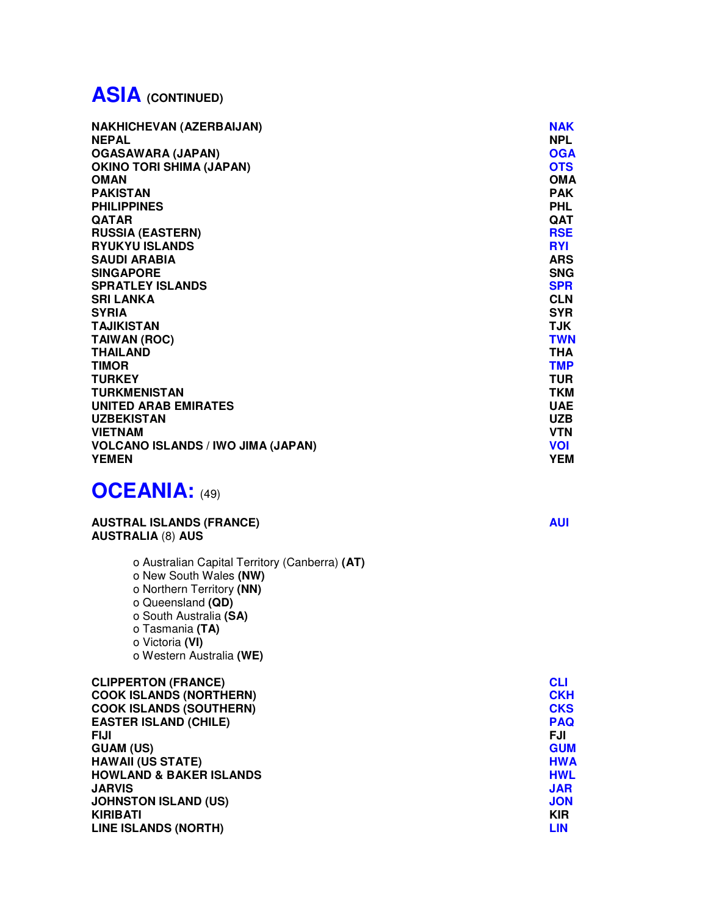# ASIA (CONTINUED)

| | |
|---|---|
| **NAKHICHEVAN (AZERBAIJAN)** | **NAK** |
| **NEPAL** | **NPL** |
| **OGASAWARA (JAPAN)** | **OGA** |
| **OKINO TORI SHIMA (JAPAN)** | **OTS** |
| **OMAN** | **OMA** |
| **PAKISTAN** | **PAK** |
| **PHILIPPINES** | **PHL** |
| **QATAR** | **QAT** |
| **RUSSIA (EASTERN)** | **RSE** |
| **RYUKYU ISLANDS** | **RYI** |
| **SAUDI ARABIA** | **ARS** |
| **SINGAPORE** | **SNG** |
| **SPRATLEY ISLANDS** | **SPR** |
| **SRI LANKA** | **CLN** |
| **SYRIA** | **SYR** |
| **TAJIKISTAN** | **TJK** |
| **TAIWAN (ROC)** | **TWN** |
| **THAILAND** | **THA** |
| **TIMOR** | **TMP** |
| **TURKEY** | **TUR** |
| **TURKMENISTAN** | **TKM** |
| **UNITED ARAB EMIRATES** | **UAE** |
| **UZBEKISTAN** | **UZB** |
| **VIETNAM** | **VTN** |
| **VOLCANO ISLANDS / IWO JIMA (JAPAN)** | **VOI** |
| **YEMEN** | **YEM** |

# OCEANIA: (49)

**AUSTRAL ISLANDS (FRANCE)** **AUI**

**AUSTRALIA** (8) **AUS**

- o Australian Capital Territory (Canberra) **(AT)**
- o New South Wales **(NW)**
- o Northern Territory **(NN)**
- o Queensland **(QD)**
- o South Australia **(SA)**
- o Tasmania **(TA)**
- o Victoria **(VI)**
- o Western Australia **(WE)**

| | |
|---|---|
| **CLIPPERTON (FRANCE)** | **CLI** |
| **COOK ISLANDS (NORTHERN)** | **CKH** |
| **COOK ISLANDS (SOUTHERN)** | **CKS** |
| **EASTER ISLAND (CHILE)** | **PAQ** |
| **FIJI** | **FJI** |
| **GUAM (US)** | **GUM** |
| **HAWAII (US STATE)** | **HWA** |
| **HOWLAND & BAKER ISLANDS** | **HWL** |
| **JARVIS** | **JAR** |
| **JOHNSTON ISLAND (US)** | **JON** |
| **KIRIBATI** | **KIR** |
| **LINE ISLANDS (NORTH)** | **LIN** |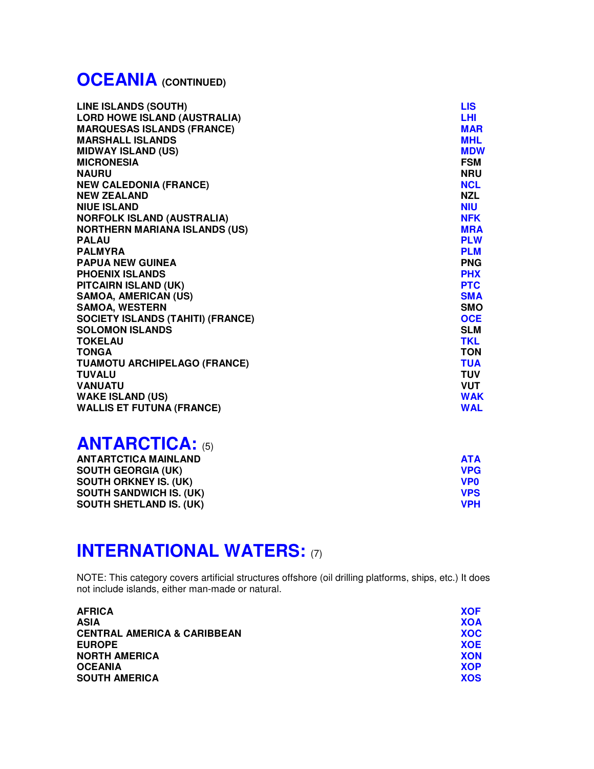# OCEANIA (CONTINUED)

| | |
|---|---|
| LINE ISLANDS (SOUTH) | LIS |
| LORD HOWE ISLAND (AUSTRALIA) | LHI |
| MARQUESAS ISLANDS (FRANCE) | MAR |
| MARSHALL ISLANDS | MHL |
| MIDWAY ISLAND (US) | MDW |
| MICRONESIA | FSM |
| NAURU | NRU |
| NEW CALEDONIA (FRANCE) | NCL |
| NEW ZEALAND | NZL |
| NIUE ISLAND | NIU |
| NORFOLK ISLAND (AUSTRALIA) | NFK |
| NORTHERN MARIANA ISLANDS (US) | MRA |
| PALAU | PLW |
| PALMYRA | PLM |
| PAPUA NEW GUINEA | PNG |
| PHOENIX ISLANDS | PHX |
| PITCAIRN ISLAND (UK) | PTC |
| SAMOA, AMERICAN (US) | SMA |
| SAMOA, WESTERN | SMO |
| SOCIETY ISLANDS (TAHITI) (FRANCE) | OCE |
| SOLOMON ISLANDS | SLM |
| TOKELAU | TKL |
| TONGA | TON |
| TUAMOTU ARCHIPELAGO (FRANCE) | TUA |
| TUVALU | TUV |
| VANUATU | VUT |
| WAKE ISLAND (US) | WAK |
| WALLIS ET FUTUNA (FRANCE) | WAL |

# ANTARCTICA: (5)

| | |
|---|---|
| ANTARTCTICA MAINLAND | ATA |
| SOUTH GEORGIA (UK) | VPG |
| SOUTH ORKNEY IS. (UK) | VP0 |
| SOUTH SANDWICH IS. (UK) | VPS |
| SOUTH SHETLAND IS. (UK) | VPH |

# INTERNATIONAL WATERS: (7)

NOTE: This category covers artificial structures offshore (oil drilling platforms, ships, etc.) It does not include islands, either man-made or natural.

| | |
|---|---|
| AFRICA | XOF |
| ASIA | XOA |
| CENTRAL AMERICA & CARIBBEAN | XOC |
| EUROPE | XOE |
| NORTH AMERICA | XON |
| OCEANIA | XOP |
| SOUTH AMERICA | XOS |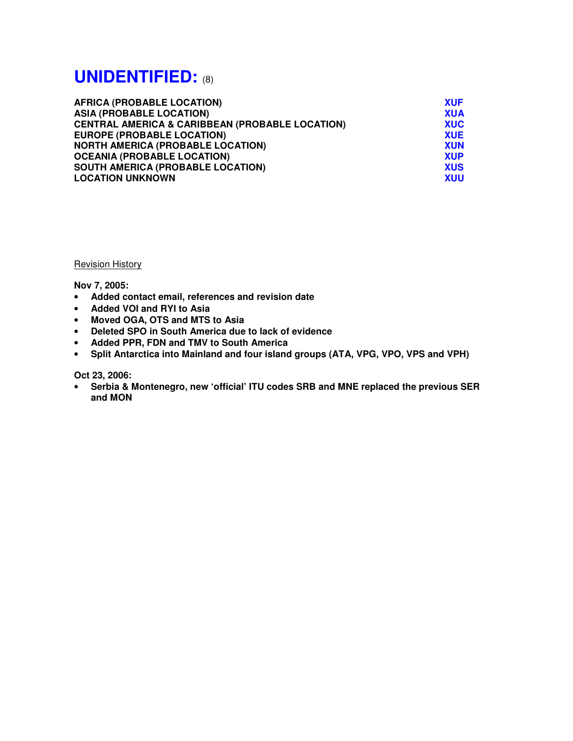# UNIDENTIFIED: (8)

| | |
|---|---|
| **AFRICA (PROBABLE LOCATION)** | **XUF** |
| **ASIA (PROBABLE LOCATION)** | **XUA** |
| **CENTRAL AMERICA & CARIBBEAN (PROBABLE LOCATION)** | **XUC** |
| **EUROPE (PROBABLE LOCATION)** | **XUE** |
| **NORTH AMERICA (PROBABLE LOCATION)** | **XUN** |
| **OCEANIA (PROBABLE LOCATION)** | **XUP** |
| **SOUTH AMERICA (PROBABLE LOCATION)** | **XUS** |
| **LOCATION UNKNOWN** | **XUU** |

Revision History

**Nov 7, 2005:**

- **Added contact email, references and revision date**
- **Added VOI and RYI to Asia**
- **Moved OGA, OTS and MTS to Asia**
- **Deleted SPO in South America due to lack of evidence**
- **Added PPR, FDN and TMV to South America**
- **Split Antarctica into Mainland and four island groups (ATA, VPG, VPO, VPS and VPH)**

**Oct 23, 2006:**

- **Serbia & Montenegro, new 'official' ITU codes SRB and MNE replaced the previous SER and MON**